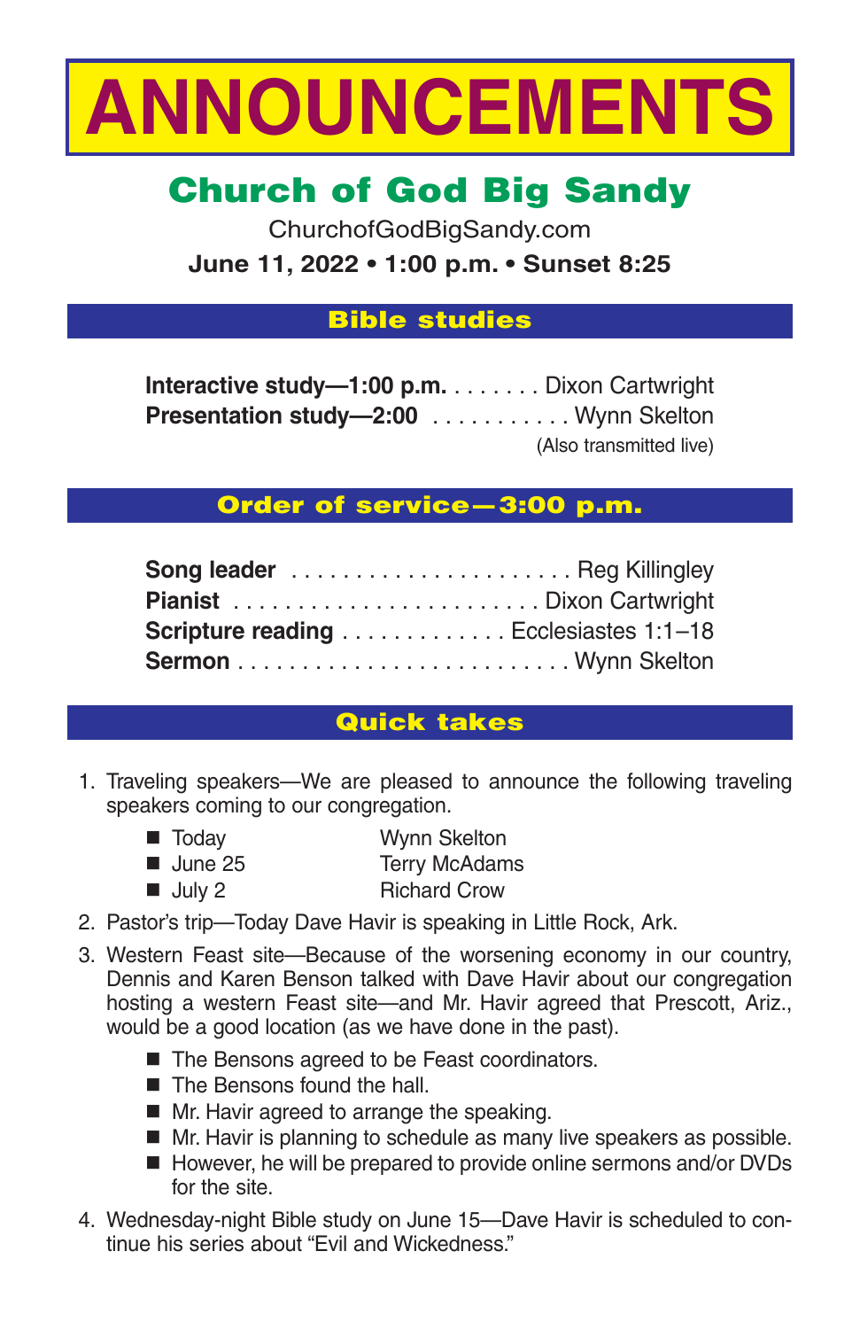# ANNOUNCEMENTS

## Church of God Big Sandy

ChurchofGodBigSandy.com

**June 11, 2022 • 1:00 p.m. • Sunset 8:25**

### Bible studies

**Interactive study—1:00 p.m.** . . . . . . . . Dixon Cartwright
**Presentation study—2:00** . . . . . . . . . . . . Wynn Skelton
(Also transmitted live)

### Order of service—3:00 p.m.

**Song leader** . . . . . . . . . . . . . . . . . . . . . . . Reg Killingley
**Pianist** . . . . . . . . . . . . . . . . . . . . . . . . . Dixon Cartwright
**Scripture reading** . . . . . . . . . . . . . . Ecclesiastes 1:1–18
**Sermon** . . . . . . . . . . . . . . . . . . . . . . . . . . Wynn Skelton

### Quick takes

1. Traveling speakers—We are pleased to announce the following traveling speakers coming to our congregation.
   - Today — Wynn Skelton
   - June 25 — Terry McAdams
   - July 2 — Richard Crow
2. Pastor's trip—Today Dave Havir is speaking in Little Rock, Ark.
3. Western Feast site—Because of the worsening economy in our country, Dennis and Karen Benson talked with Dave Havir about our congregation hosting a western Feast site—and Mr. Havir agreed that Prescott, Ariz., would be a good location (as we have done in the past).
   - The Bensons agreed to be Feast coordinators.
   - The Bensons found the hall.
   - Mr. Havir agreed to arrange the speaking.
   - Mr. Havir is planning to schedule as many live speakers as possible.
   - However, he will be prepared to provide online sermons and/or DVDs for the site.
4. Wednesday-night Bible study on June 15—Dave Havir is scheduled to continue his series about "Evil and Wickedness."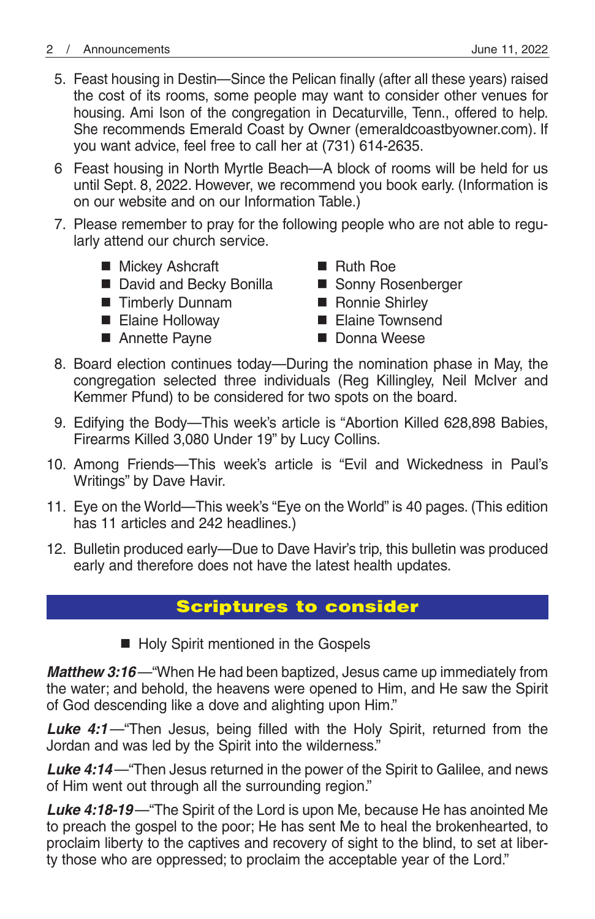5. Feast housing in Destin—Since the Pelican finally (after all these years) raised the cost of its rooms, some people may want to consider other venues for housing. Ami Ison of the congregation in Decaturville, Tenn., offered to help. She recommends Emerald Coast by Owner (emeraldcoastbyowner.com). If you want advice, feel free to call her at (731) 614-2635.

6. Feast housing in North Myrtle Beach—A block of rooms will be held for us until Sept. 8, 2022. However, we recommend you book early. (Information is on our website and on our Information Table.)

7. Please remember to pray for the following people who are not able to regularly attend our church service.

   - Mickey Ashcraft
   - David and Becky Bonilla
   - Timberly Dunnam
   - Elaine Holloway
   - Annette Payne
   - Ruth Roe
   - Sonny Rosenberger
   - Ronnie Shirley
   - Elaine Townsend
   - Donna Weese

8. Board election continues today—During the nomination phase in May, the congregation selected three individuals (Reg Killingley, Neil McIver and Kemmer Pfund) to be considered for two spots on the board.

9. Edifying the Body—This week's article is "Abortion Killed 628,898 Babies, Firearms Killed 3,080 Under 19" by Lucy Collins.

10. Among Friends—This week's article is "Evil and Wickedness in Paul's Writings" by Dave Havir.

11. Eye on the World—This week's "Eye on the World" is 40 pages. (This edition has 11 articles and 242 headlines.)

12. Bulletin produced early—Due to Dave Havir's trip, this bulletin was produced early and therefore does not have the latest health updates.

## Scriptures to consider

- Holy Spirit mentioned in the Gospels

***Matthew 3:16***—"When He had been baptized, Jesus came up immediately from the water; and behold, the heavens were opened to Him, and He saw the Spirit of God descending like a dove and alighting upon Him."

***Luke 4:1***—"Then Jesus, being filled with the Holy Spirit, returned from the Jordan and was led by the Spirit into the wilderness."

***Luke 4:14***—"Then Jesus returned in the power of the Spirit to Galilee, and news of Him went out through all the surrounding region."

***Luke 4:18-19***—"The Spirit of the Lord is upon Me, because He has anointed Me to preach the gospel to the poor; He has sent Me to heal the brokenhearted, to proclaim liberty to the captives and recovery of sight to the blind, to set at liberty those who are oppressed; to proclaim the acceptable year of the Lord."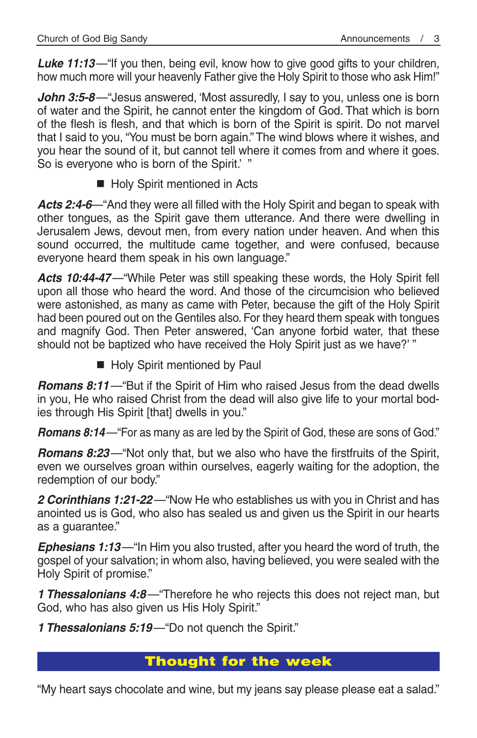***Luke 11:13***—"If you then, being evil, know how to give good gifts to your children, how much more will your heavenly Father give the Holy Spirit to those who ask Him!"

***John 3:5-8***—"Jesus answered, 'Most assuredly, I say to you, unless one is born of water and the Spirit, he cannot enter the kingdom of God. That which is born of the flesh is flesh, and that which is born of the Spirit is spirit. Do not marvel that I said to you, "You must be born again." The wind blows where it wishes, and you hear the sound of it, but cannot tell where it comes from and where it goes. So is everyone who is born of the Spirit.' "

- Holy Spirit mentioned in Acts

***Acts 2:4-6***—"And they were all filled with the Holy Spirit and began to speak with other tongues, as the Spirit gave them utterance. And there were dwelling in Jerusalem Jews, devout men, from every nation under heaven. And when this sound occurred, the multitude came together, and were confused, because everyone heard them speak in his own language."

***Acts 10:44-47***—"While Peter was still speaking these words, the Holy Spirit fell upon all those who heard the word. And those of the circumcision who believed were astonished, as many as came with Peter, because the gift of the Holy Spirit had been poured out on the Gentiles also. For they heard them speak with tongues and magnify God. Then Peter answered, 'Can anyone forbid water, that these should not be baptized who have received the Holy Spirit just as we have?' "

- Holy Spirit mentioned by Paul

***Romans 8:11***—"But if the Spirit of Him who raised Jesus from the dead dwells in you, He who raised Christ from the dead will also give life to your mortal bodies through His Spirit [that] dwells in you."

***Romans 8:14***—"For as many as are led by the Spirit of God, these are sons of God."

***Romans 8:23***—"Not only that, but we also who have the firstfruits of the Spirit, even we ourselves groan within ourselves, eagerly waiting for the adoption, the redemption of our body."

***2 Corinthians 1:21-22***—"Now He who establishes us with you in Christ and has anointed us is God, who also has sealed us and given us the Spirit in our hearts as a guarantee."

***Ephesians 1:13***—"In Him you also trusted, after you heard the word of truth, the gospel of your salvation; in whom also, having believed, you were sealed with the Holy Spirit of promise."

***1 Thessalonians 4:8***—"Therefore he who rejects this does not reject man, but God, who has also given us His Holy Spirit."

***1 Thessalonians 5:19***—"Do not quench the Spirit."

## Thought for the week

"My heart says chocolate and wine, but my jeans say please please eat a salad."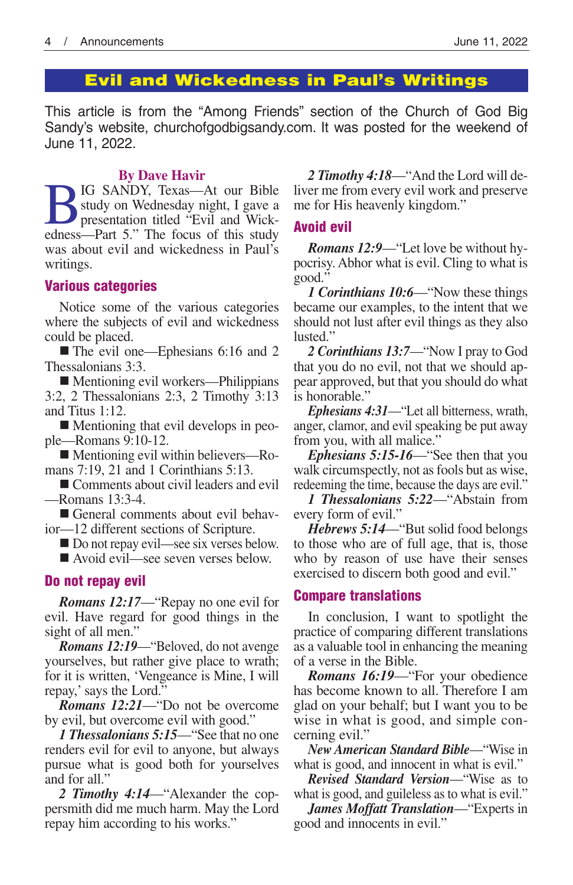# Evil and Wickedness in Paul's Writings

This article is from the "Among Friends" section of the Church of God Big Sandy's website, churchofgodbigsandy.com. It was posted for the weekend of June 11, 2022.

**By Dave Havir**

BIG SANDY, Texas—At our Bible study on Wednesday night, I gave a presentation titled "Evil and Wickedness—Part 5." The focus of this study was about evil and wickedness in Paul's writings.

## Various categories

Notice some of the various categories where the subjects of evil and wickedness could be placed.

- The evil one—Ephesians 6:16 and 2 Thessalonians 3:3.
- Mentioning evil workers—Philippians 3:2, 2 Thessalonians 2:3, 2 Timothy 3:13 and Titus 1:12.
- Mentioning that evil develops in people—Romans 9:10-12.
- Mentioning evil within believers—Romans 7:19, 21 and 1 Corinthians 5:13.
- Comments about civil leaders and evil—Romans 13:3-4.
- General comments about evil behavior—12 different sections of Scripture.
- Do not repay evil—see six verses below.
- Avoid evil—see seven verses below.

## Do not repay evil

***Romans 12:17***—"Repay no one evil for evil. Have regard for good things in the sight of all men."

***Romans 12:19***—"Beloved, do not avenge yourselves, but rather give place to wrath; for it is written, 'Vengeance is Mine, I will repay,' says the Lord."

***Romans 12:21***—"Do not be overcome by evil, but overcome evil with good."

***1 Thessalonians 5:15***—"See that no one renders evil for evil to anyone, but always pursue what is good both for yourselves and for all."

***2 Timothy 4:14***—"Alexander the coppersmith did me much harm. May the Lord repay him according to his works."

***2 Timothy 4:18***—"And the Lord will deliver me from every evil work and preserve me for His heavenly kingdom."

## Avoid evil

***Romans 12:9***—"Let love be without hypocrisy. Abhor what is evil. Cling to what is good."

***1 Corinthians 10:6***—"Now these things became our examples, to the intent that we should not lust after evil things as they also lusted."

***2 Corinthians 13:7***—"Now I pray to God that you do no evil, not that we should appear approved, but that you should do what is honorable."

***Ephesians 4:31***—"Let all bitterness, wrath, anger, clamor, and evil speaking be put away from you, with all malice."

***Ephesians 5:15-16***—"See then that you walk circumspectly, not as fools but as wise, redeeming the time, because the days are evil."

***1 Thessalonians 5:22***—"Abstain from every form of evil."

***Hebrews 5:14***—"But solid food belongs to those who are of full age, that is, those who by reason of use have their senses exercised to discern both good and evil."

## Compare translations

In conclusion, I want to spotlight the practice of comparing different translations as a valuable tool in enhancing the meaning of a verse in the Bible.

***Romans 16:19***—"For your obedience has become known to all. Therefore I am glad on your behalf; but I want you to be wise in what is good, and simple concerning evil."

***New American Standard Bible***—"Wise in what is good, and innocent in what is evil."

***Revised Standard Version***—"Wise as to what is good, and guileless as to what is evil."

***James Moffatt Translation***—"Experts in good and innocents in evil."